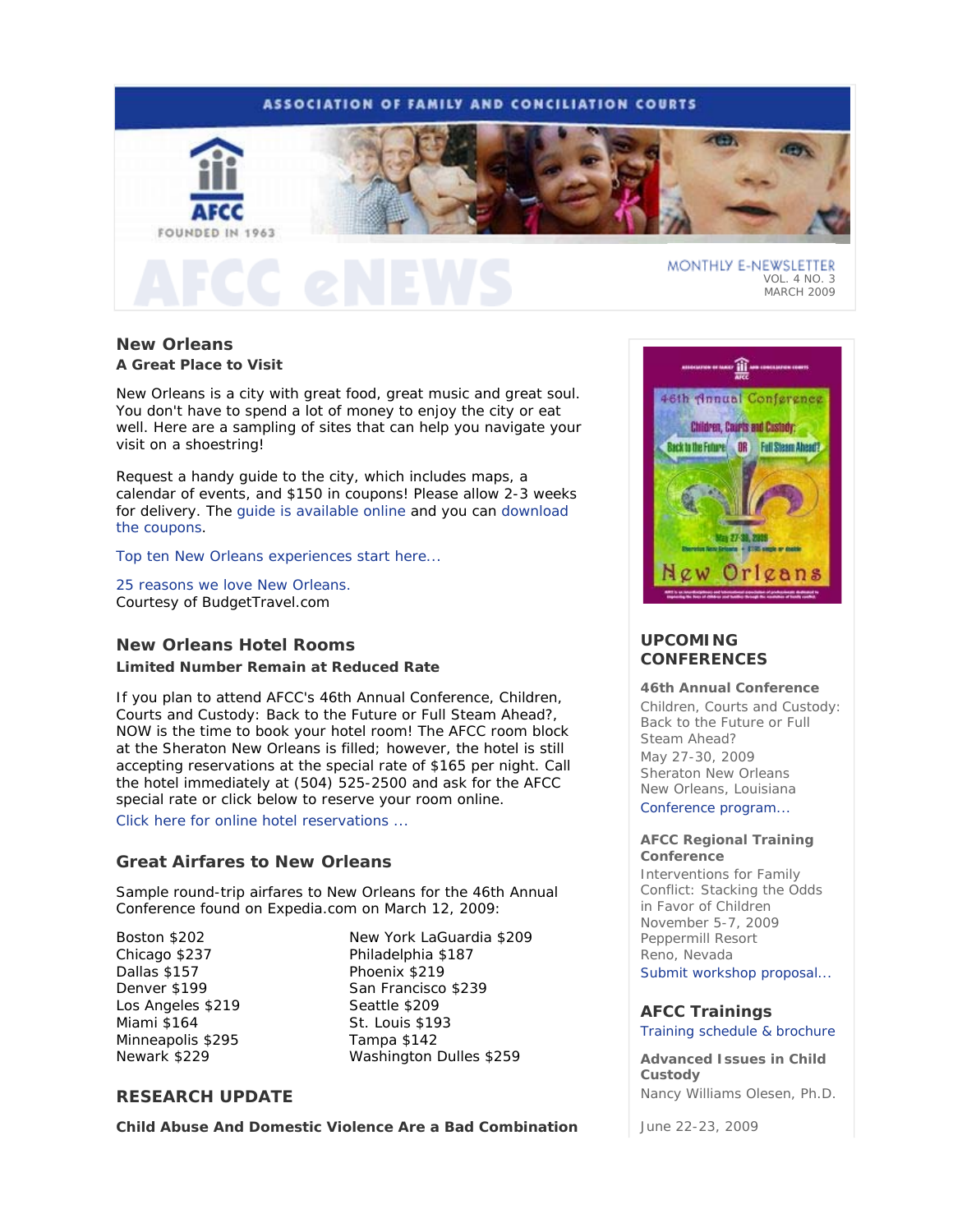ASSOCIATION OF FAMILY AND CONCILIATION COURTS

AFCC
FOUNDED IN 1963

# AFCC eNEWS

MONTHLY E-NEWSLETTER
VOL. 4 NO. 3
MARCH 2009

## New Orleans

**A Great Place to Visit**

New Orleans is a city with great food, great music and great soul. You don't have to spend a lot of money to enjoy the city or eat well. Here are a sampling of sites that can help you navigate your visit on a shoestring!

Request a handy guide to the city, which includes maps, a calendar of events, and $150 in coupons! Please allow 2-3 weeks for delivery. The guide is available online and you can download the coupons.

Top ten New Orleans experiences start here...

25 reasons we love New Orleans.
Courtesy of BudgetTravel.com

## New Orleans Hotel Rooms

**Limited Number Remain at Reduced Rate**

If you plan to attend AFCC's 46th Annual Conference, Children, Courts and Custody: Back to the Future or Full Steam Ahead?, NOW is the time to book your hotel room! The AFCC room block at the Sheraton New Orleans is filled; however, the hotel is still accepting reservations at the special rate of $165 per night. Call the hotel immediately at (504) 525-2500 and ask for the AFCC special rate or click below to reserve your room online.

Click here for online hotel reservations ...

## Great Airfares to New Orleans

Sample round-trip airfares to New Orleans for the 46th Annual Conference found on Expedia.com on March 12, 2009:

- Boston $202
- Chicago $237
- Dallas $157
- Denver $199
- Los Angeles $219
- Miami $164
- Minneapolis $295
- Newark $229
- New York LaGuardia $209
- Philadelphia $187
- Phoenix $219
- San Francisco $239
- Seattle $209
- St. Louis $193
- Tampa $142
- Washington Dulles $259

## RESEARCH UPDATE

**Child Abuse And Domestic Violence Are a Bad Combination**

## UPCOMING CONFERENCES

**46th Annual Conference**
Children, Courts and Custody: Back to the Future or Full Steam Ahead?
May 27-30, 2009
Sheraton New Orleans
New Orleans, Louisiana
Conference program...

**AFCC Regional Training Conference**
Interventions for Family Conflict: Stacking the Odds in Favor of Children
November 5-7, 2009
Peppermill Resort
Reno, Nevada
Submit workshop proposal...

## AFCC Trainings

Training schedule & brochure

**Advanced Issues in Child Custody**
Nancy Williams Olesen, Ph.D.

June 22-23, 2009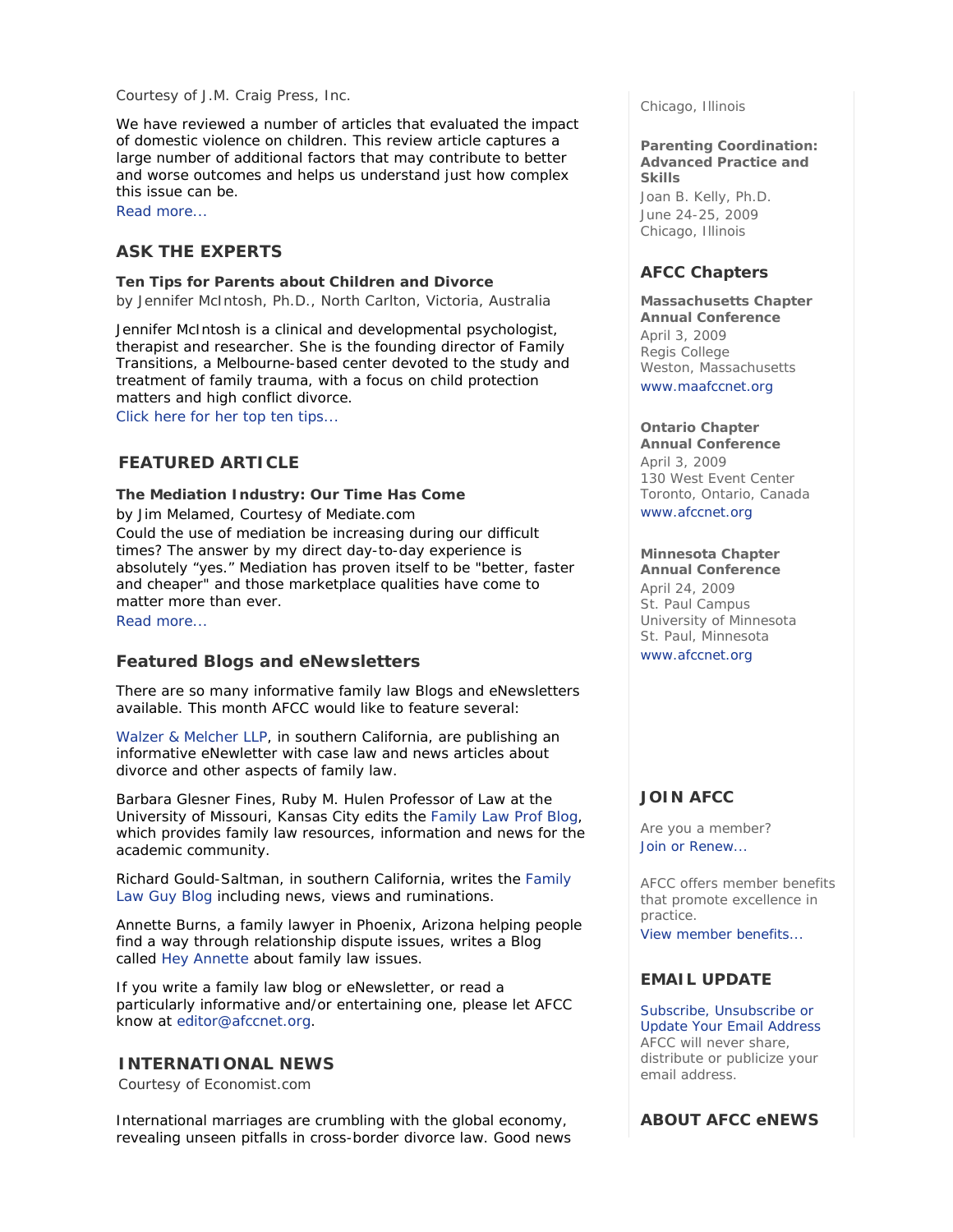Courtesy of J.M. Craig Press, Inc.

We have reviewed a number of articles that evaluated the impact of domestic violence on children. This review article captures a large number of additional factors that may contribute to better and worse outcomes and helps us understand just how complex this issue can be.

Read more...

## ASK THE EXPERTS

**Ten Tips for Parents about Children and Divorce**

by Jennifer McIntosh, Ph.D., North Carlton, Victoria, Australia

Jennifer McIntosh is a clinical and developmental psychologist, therapist and researcher. She is the founding director of Family Transitions, a Melbourne-based center devoted to the study and treatment of family trauma, with a focus on child protection matters and high conflict divorce.

Click here for her top ten tips...

## FEATURED ARTICLE

**The Mediation Industry: Our Time Has Come**

by Jim Melamed, Courtesy of Mediate.com

Could the use of mediation be increasing during our difficult times? The answer by my direct day-to-day experience is absolutely "yes." Mediation has proven itself to be "better, faster and cheaper" and those marketplace qualities have come to matter more than ever.

Read more...

## Featured Blogs and eNewsletters

There are so many informative family law Blogs and eNewsletters available. This month AFCC would like to feature several:

Walzer & Melcher LLP, in southern California, are publishing an informative eNewletter with case law and news articles about divorce and other aspects of family law.

Barbara Glesner Fines, Ruby M. Hulen Professor of Law at the University of Missouri, Kansas City edits the Family Law Prof Blog, which provides family law resources, information and news for the academic community.

Richard Gould-Saltman, in southern California, writes the Family Law Guy Blog including news, views and ruminations.

Annette Burns, a family lawyer in Phoenix, Arizona helping people find a way through relationship dispute issues, writes a Blog called Hey Annette about family law issues.

If you write a family law blog or eNewsletter, or read a particularly informative and/or entertaining one, please let AFCC know at editor@afccnet.org.

## INTERNATIONAL NEWS

Courtesy of Economist.com

International marriages are crumbling with the global economy, revealing unseen pitfalls in cross-border divorce law. Good news

Chicago, Illinois

**Parenting Coordination: Advanced Practice and Skills**

Joan B. Kelly, Ph.D.
June 24-25, 2009
Chicago, Illinois

## AFCC Chapters

**Massachusetts Chapter Annual Conference**

April 3, 2009
Regis College
Weston, Massachusetts
www.maafccnet.org

**Ontario Chapter Annual Conference**

April 3, 2009
130 West Event Center
Toronto, Ontario, Canada
www.afccnet.org

**Minnesota Chapter Annual Conference**

April 24, 2009
St. Paul Campus
University of Minnesota
St. Paul, Minnesota
www.afccnet.org

## JOIN AFCC

Are you a member?
Join or Renew...

AFCC offers member benefits that promote excellence in practice.
View member benefits...

## EMAIL UPDATE

Subscribe, Unsubscribe or Update Your Email Address
AFCC will never share, distribute or publicize your email address.

## ABOUT AFCC eNEWS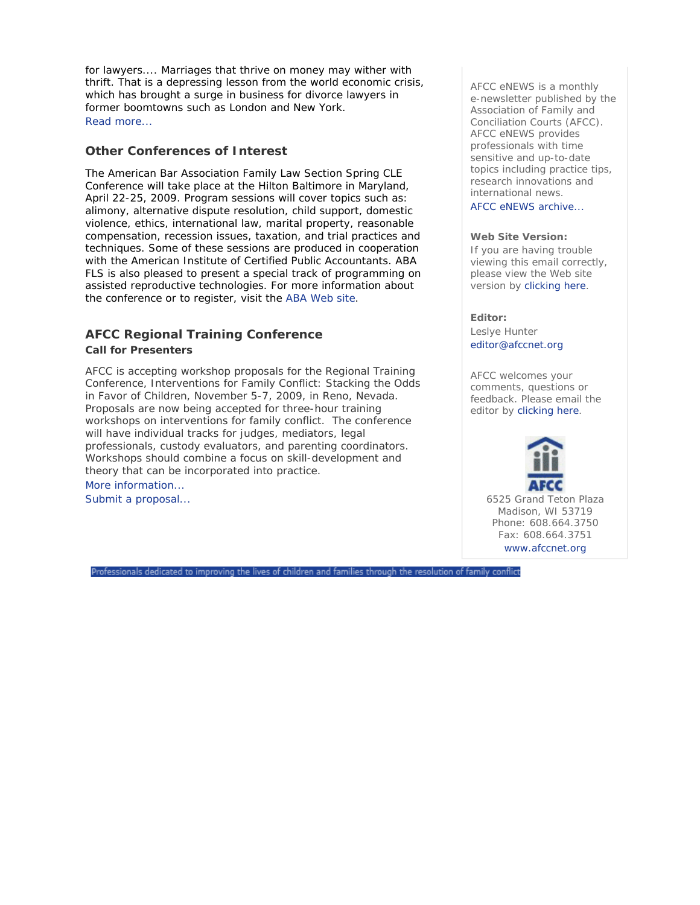for lawyers.... Marriages that thrive on money may wither with thrift. That is a depressing lesson from the world economic crisis, which has brought a surge in business for divorce lawyers in former boomtowns such as London and New York.
Read more...

### Other Conferences of Interest

The American Bar Association Family Law Section Spring CLE Conference will take place at the Hilton Baltimore in Maryland, April 22-25, 2009. Program sessions will cover topics such as: alimony, alternative dispute resolution, child support, domestic violence, ethics, international law, marital property, reasonable compensation, recession issues, taxation, and trial practices and techniques. Some of these sessions are produced in cooperation with the American Institute of Certified Public Accountants. ABA FLS is also pleased to present a special track of programming on assisted reproductive technologies. For more information about the conference or to register, visit the ABA Web site.

### AFCC Regional Training Conference

**Call for Presenters**

AFCC is accepting workshop proposals for the Regional Training Conference, Interventions for Family Conflict: Stacking the Odds in Favor of Children, November 5-7, 2009, in Reno, Nevada. Proposals are now being accepted for three-hour training workshops on interventions for family conflict. The conference will have individual tracks for judges, mediators, legal professionals, custody evaluators, and parenting coordinators. Workshops should combine a focus on skill-development and theory that can be incorporated into practice.
More information...
Submit a proposal...

AFCC eNEWS is a monthly e-newsletter published by the Association of Family and Conciliation Courts (AFCC). AFCC eNEWS provides professionals with time sensitive and up-to-date topics including practice tips, research innovations and international news.
AFCC eNEWS archive...

**Web Site Version:**
If you are having trouble viewing this email correctly, please view the Web site version by clicking here.

**Editor:**
Leslye Hunter
editor@afccnet.org

AFCC welcomes your comments, questions or feedback. Please email the editor by clicking here.

AFCC
6525 Grand Teton Plaza
Madison, WI 53719
Phone: 608.664.3750
Fax: 608.664.3751
www.afccnet.org

Professionals dedicated to improving the lives of children and families through the resolution of family conflict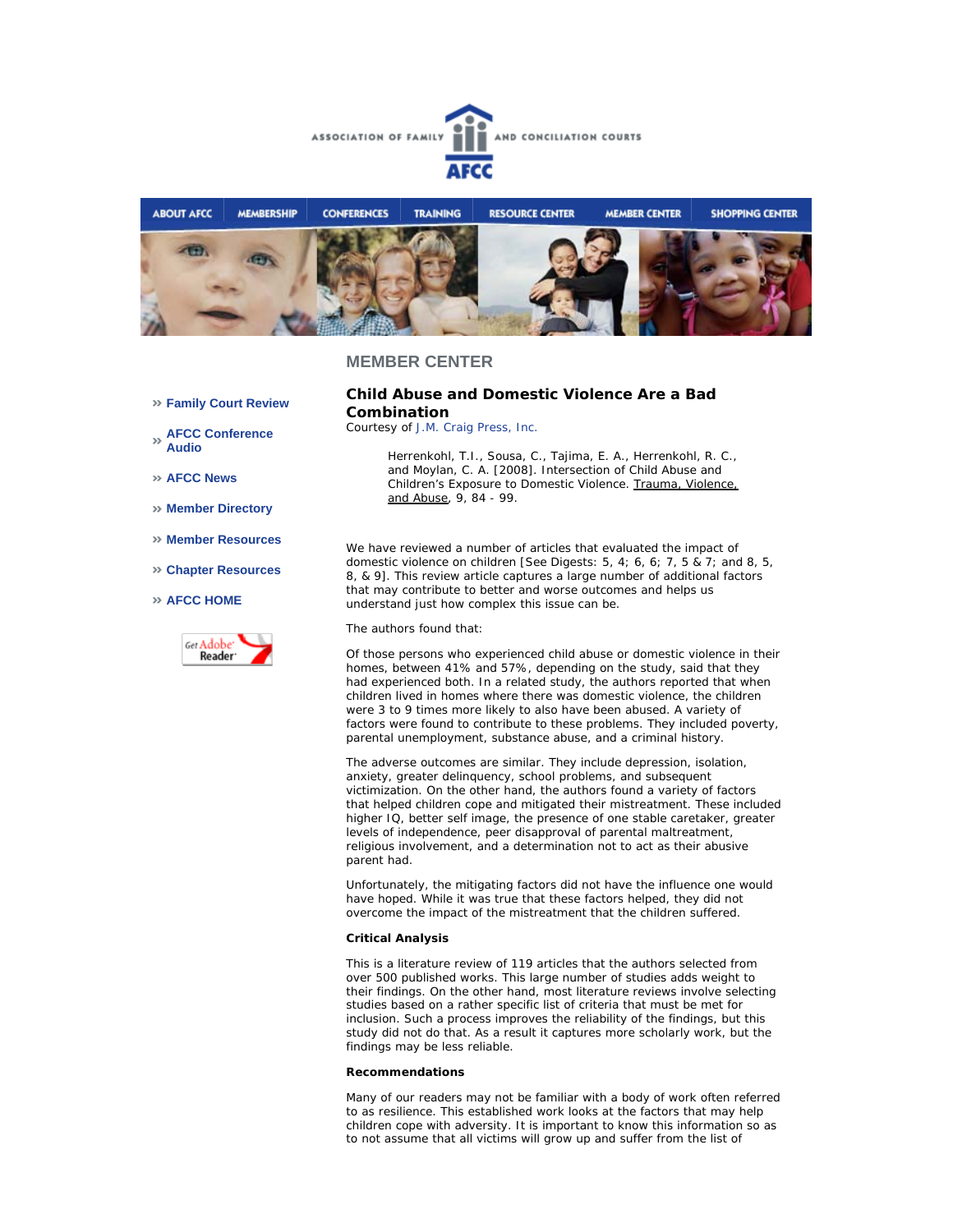ASSOCIATION OF FAMILY AND CONCILIATION COURTS

AFCC

ABOUT AFCC | MEMBERSHIP | CONFERENCES | TRAINING | RESOURCE CENTER | MEMBER CENTER | SHOPPING CENTER

## MEMBER CENTER

- » Family Court Review
- » AFCC Conference Audio
- » AFCC News
- » Member Directory
- » Member Resources
- » Chapter Resources
- » AFCC HOME

Get Adobe Reader

### Child Abuse and Domestic Violence Are a Bad Combination

Courtesy of J.M. Craig Press, Inc.

> Herrenkohl, T.I., Sousa, C., Tajima, E. A., Herrenkohl, R. C., and Moylan, C. A. [2008]. Intersection of Child Abuse and Children's Exposure to Domestic Violence. Trauma, Violence, and Abuse, 9, 84 - 99.

We have reviewed a number of articles that evaluated the impact of domestic violence on children [See Digests: 5, 4; 6, 6; 7, 5 & 7; and 8, 5, 8, & 9]. This review article captures a large number of additional factors that may contribute to better and worse outcomes and helps us understand just how complex this issue can be.

The authors found that:

Of those persons who experienced child abuse or domestic violence in their homes, between 41% and 57%, depending on the study, said that they had experienced both. In a related study, the authors reported that when children lived in homes where there was domestic violence, the children were 3 to 9 times more likely to also have been abused. A variety of factors were found to contribute to these problems. They included poverty, parental unemployment, substance abuse, and a criminal history.

The adverse outcomes are similar. They include depression, isolation, anxiety, greater delinquency, school problems, and subsequent victimization. On the other hand, the authors found a variety of factors that helped children cope and mitigated their mistreatment. These included higher IQ, better self image, the presence of one stable caretaker, greater levels of independence, peer disapproval of parental maltreatment, religious involvement, and a determination not to act as their abusive parent had.

Unfortunately, the mitigating factors did not have the influence one would have hoped. While it was true that these factors helped, they did not overcome the impact of the mistreatment that the children suffered.

**Critical Analysis**

This is a literature review of 119 articles that the authors selected from over 500 published works. This large number of studies adds weight to their findings. On the other hand, most literature reviews involve selecting studies based on a rather specific list of criteria that must be met for inclusion. Such a process improves the reliability of the findings, but this study did not do that. As a result it captures more scholarly work, but the findings may be less reliable.

**Recommendations**

Many of our readers may not be familiar with a body of work often referred to as resilience. This established work looks at the factors that may help children cope with adversity. It is important to know this information so as to not assume that all victims will grow up and suffer from the list of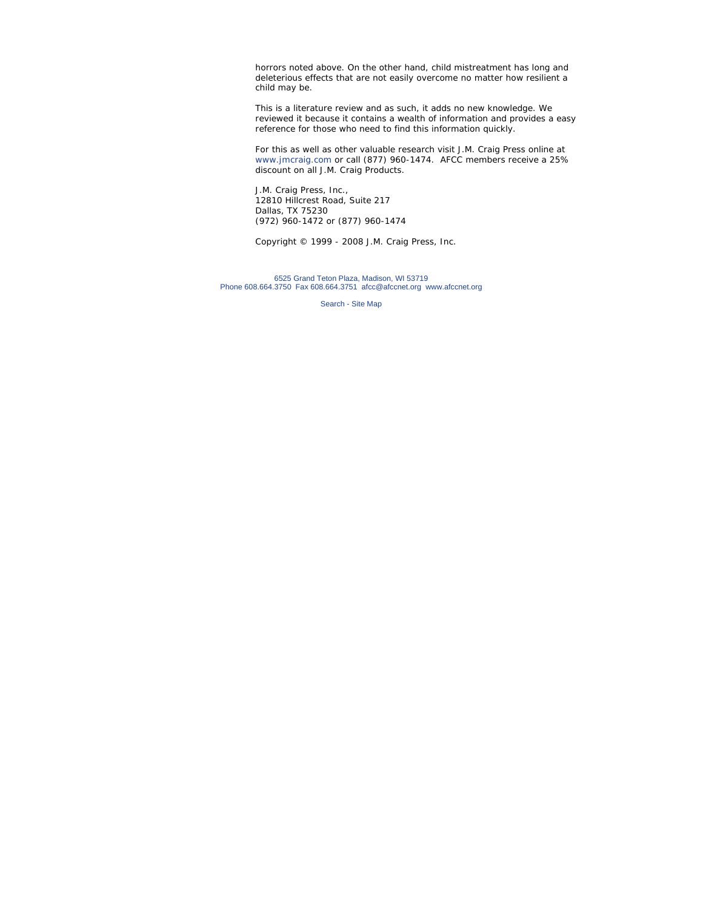horrors noted above. On the other hand, child mistreatment has long and deleterious effects that are not easily overcome no matter how resilient a child may be.

This is a literature review and as such, it adds no new knowledge. We reviewed it because it contains a wealth of information and provides a easy reference for those who need to find this information quickly.

For this as well as other valuable research visit J.M. Craig Press online at www.jmcraig.com or call (877) 960-1474. AFCC members receive a 25% discount on all J.M. Craig Products.

J.M. Craig Press, Inc.,
12810 Hillcrest Road, Suite 217
Dallas, TX 75230
(972) 960-1472 or (877) 960-1474

Copyright © 1999 - 2008 J.M. Craig Press, Inc.

6525 Grand Teton Plaza, Madison, WI 53719
Phone 608.664.3750 Fax 608.664.3751 afcc@afccnet.org www.afccnet.org

Search - Site Map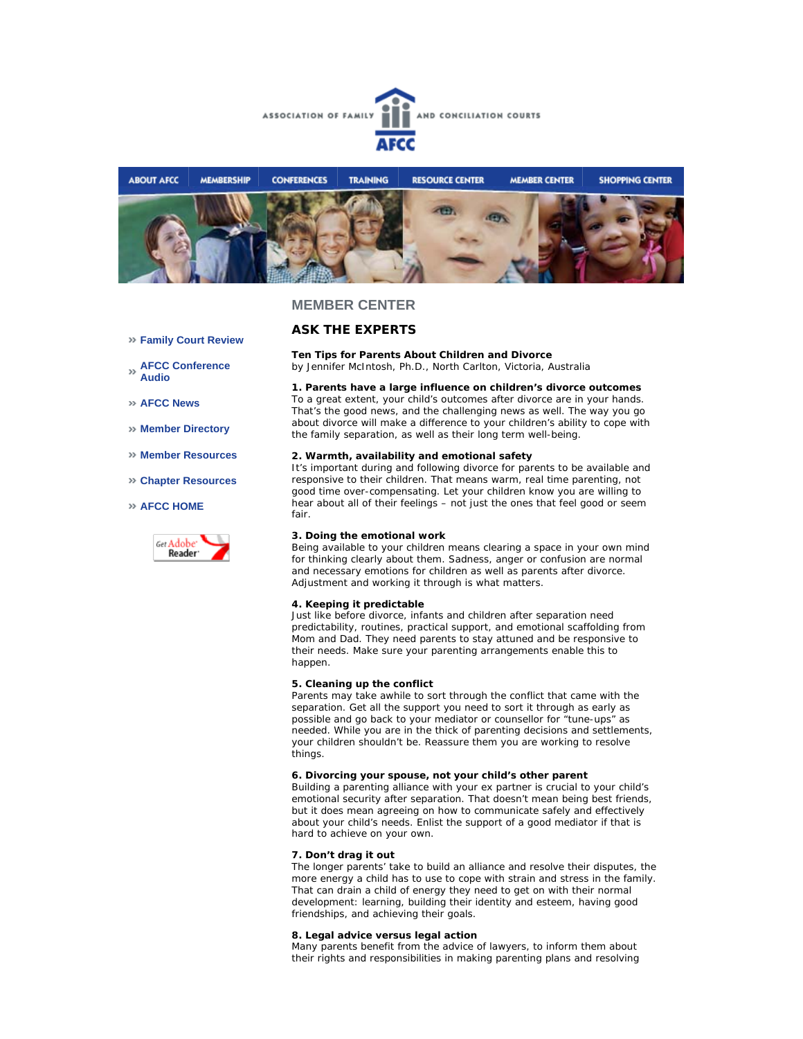ASSOCIATION OF FAMILY AND CONCILIATION COURTS

AFCC

ABOUT AFCC | MEMBERSHIP | CONFERENCES | TRAINING | RESOURCE CENTER | MEMBER CENTER | SHOPPING CENTER

- » Family Court Review
- » AFCC Conference Audio
- » AFCC News
- » Member Directory
- » Member Resources
- » Chapter Resources
- » AFCC HOME

Get Adobe Reader

## MEMBER CENTER

## ASK THE EXPERTS

**Ten Tips for Parents About Children and Divorce**
by Jennifer McIntosh, Ph.D., North Carlton, Victoria, Australia

**1. Parents have a large influence on children's divorce outcomes**
To a great extent, your child's outcomes after divorce are in your hands. That's the good news, and the challenging news as well. The way you go about divorce will make a difference to your children's ability to cope with the family separation, as well as their long term well-being.

**2. Warmth, availability and emotional safety**
It's important during and following divorce for parents to be available and responsive to their children. That means warm, real time parenting, not good time over-compensating. Let your children know you are willing to hear about all of their feelings – not just the ones that feel good or seem fair.

**3. Doing the emotional work**
Being available to your children means clearing a space in your own mind for thinking clearly about them. Sadness, anger or confusion are normal and necessary emotions for children as well as parents after divorce. Adjustment and working it through is what matters.

**4. Keeping it predictable**
Just like before divorce, infants and children after separation need predictability, routines, practical support, and emotional scaffolding from Mom and Dad. They need parents to stay attuned and be responsive to their needs. Make sure your parenting arrangements enable this to happen.

**5. Cleaning up the conflict**
Parents may take awhile to sort through the conflict that came with the separation. Get all the support you need to sort it through as early as possible and go back to your mediator or counsellor for "tune-ups" as needed. While you are in the thick of parenting decisions and settlements, your children shouldn't be. Reassure them you are working to resolve things.

**6. Divorcing your spouse, not your child's other parent**
Building a parenting alliance with your ex partner is crucial to your child's emotional security after separation. That doesn't mean being best friends, but it does mean agreeing on how to communicate safely and effectively about your child's needs. Enlist the support of a good mediator if that is hard to achieve on your own.

**7. Don't drag it out**
The longer parents' take to build an alliance and resolve their disputes, the more energy a child has to use to cope with strain and stress in the family. That can drain a child of energy they need to get on with their normal development: learning, building their identity and esteem, having good friendships, and achieving their goals.

**8. Legal advice versus legal action**
Many parents benefit from the advice of lawyers, to inform them about their rights and responsibilities in making parenting plans and resolving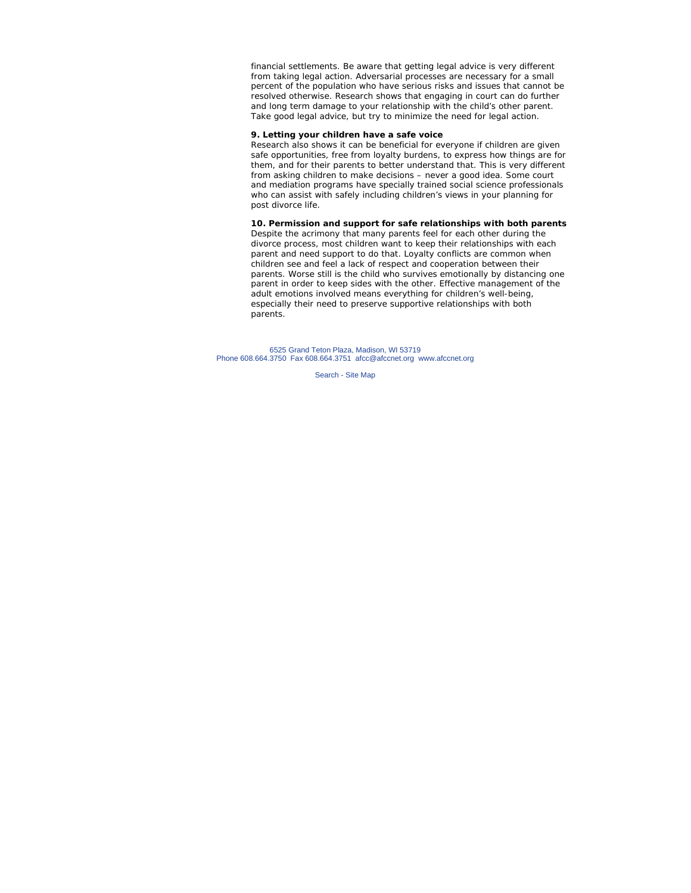financial settlements. Be aware that getting legal advice is very different from taking legal action. Adversarial processes are necessary for a small percent of the population who have serious risks and issues that cannot be resolved otherwise. Research shows that engaging in court can do further and long term damage to your relationship with the child's other parent. Take good legal advice, but try to minimize the need for legal action.

**9. Letting your children have a safe voice**

Research also shows it can be beneficial for everyone if children are given safe opportunities, free from loyalty burdens, to express how things are for them, and for their parents to better understand that. This is very different from asking children to make decisions – never a good idea. Some court and mediation programs have specially trained social science professionals who can assist with safely including children's views in your planning for post divorce life.

**10. Permission and support for safe relationships with both parents**

Despite the acrimony that many parents feel for each other during the divorce process, most children want to keep their relationships with each parent and need support to do that. Loyalty conflicts are common when children see and feel a lack of respect and cooperation between their parents. Worse still is the child who survives emotionally by distancing one parent in order to keep sides with the other. Effective management of the adult emotions involved means everything for children's well-being, especially their need to preserve supportive relationships with both parents.

6525 Grand Teton Plaza, Madison, WI 53719
Phone 608.664.3750 Fax 608.664.3751 afcc@afccnet.org www.afccnet.org

Search - Site Map